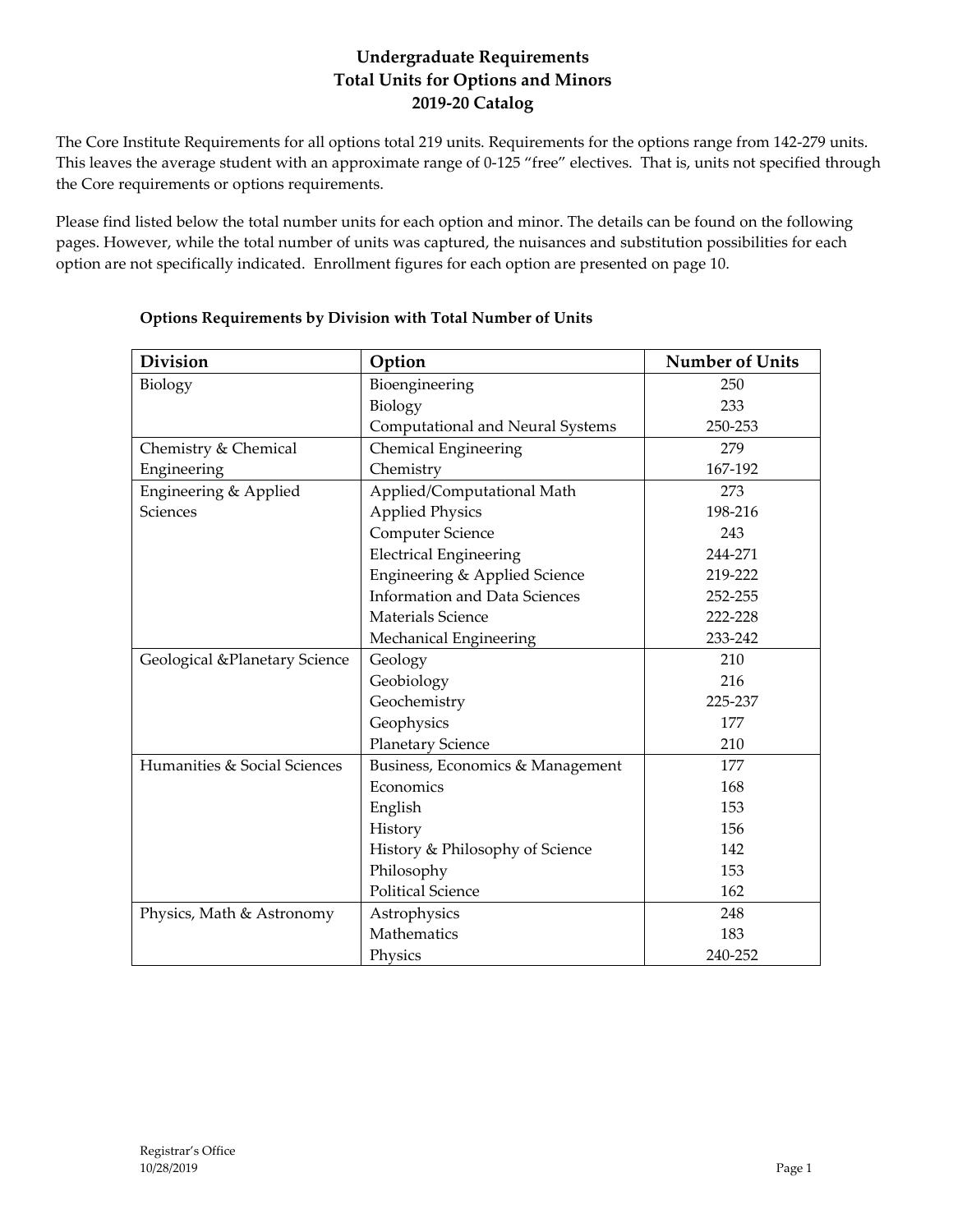# Undergraduate Requirements
## Total Units for Options and Minors
## 2019-20 Catalog

The Core Institute Requirements for all options total 219 units. Requirements for the options range from 142-279 units. This leaves the average student with an approximate range of 0-125 "free" electives. That is, units not specified through the Core requirements or options requirements.

Please find listed below the total number units for each option and minor. The details can be found on the following pages. However, while the total number of units was captured, the nuisances and substitution possibilities for each option are not specifically indicated. Enrollment figures for each option are presented on page 10.

**Options Requirements by Division with Total Number of Units**

| Division | Option | Number of Units |
|---|---|---|
| Biology | Bioengineering | 250 |
| | Biology | 233 |
| | Computational and Neural Systems | 250-253 |
| Chemistry & Chemical Engineering | Chemical Engineering | 279 |
| | Chemistry | 167-192 |
| Engineering & Applied Sciences | Applied/Computational Math | 273 |
| | Applied Physics | 198-216 |
| | Computer Science | 243 |
| | Electrical Engineering | 244-271 |
| | Engineering & Applied Science | 219-222 |
| | Information and Data Sciences | 252-255 |
| | Materials Science | 222-228 |
| | Mechanical Engineering | 233-242 |
| Geological &Planetary Science | Geology | 210 |
| | Geobiology | 216 |
| | Geochemistry | 225-237 |
| | Geophysics | 177 |
| | Planetary Science | 210 |
| Humanities & Social Sciences | Business, Economics & Management | 177 |
| | Economics | 168 |
| | English | 153 |
| | History | 156 |
| | History & Philosophy of Science | 142 |
| | Philosophy | 153 |
| | Political Science | 162 |
| Physics, Math & Astronomy | Astrophysics | 248 |
| | Mathematics | 183 |
| | Physics | 240-252 |

Registrar's Office
10/28/2019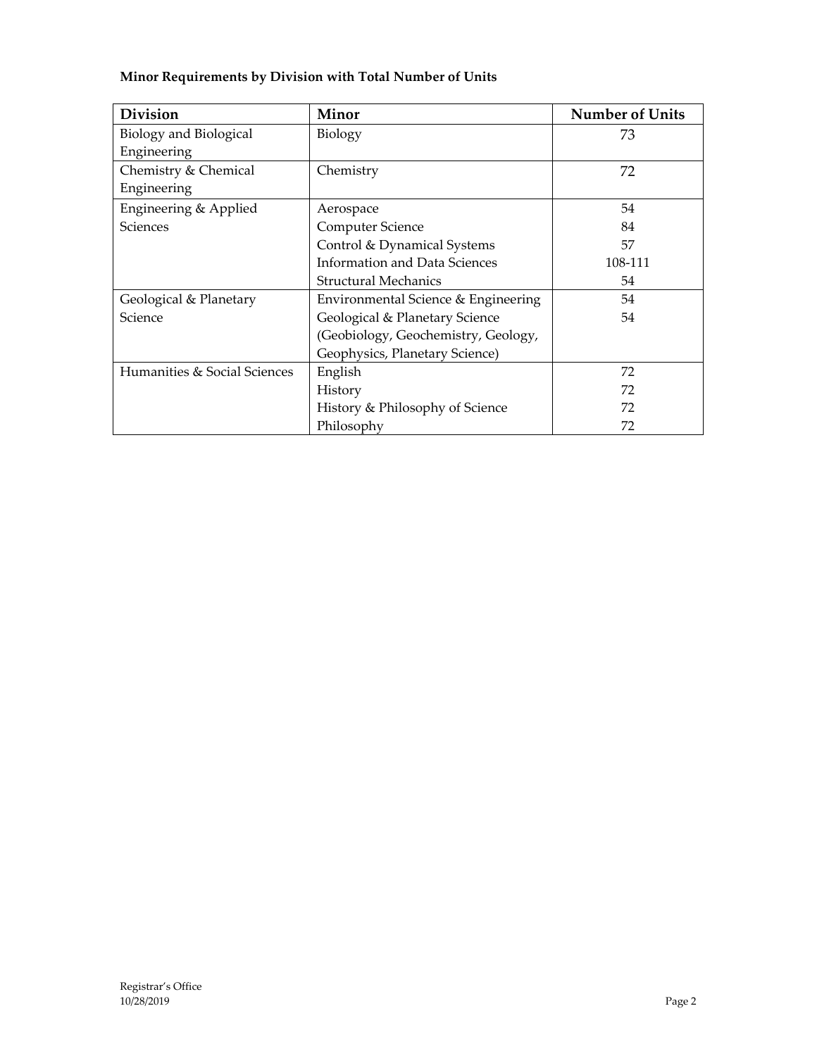**Minor Requirements by Division with Total Number of Units**

| Division | Minor | Number of Units |
|---|---|---|
| Biology and Biological Engineering | Biology | 73 |
| Chemistry & Chemical Engineering | Chemistry | 72 |
| Engineering & Applied Sciences | Aerospace | 54 |
| | Computer Science | 84 |
| | Control & Dynamical Systems | 57 |
| | Information and Data Sciences | 108-111 |
| | Structural Mechanics | 54 |
| Geological & Planetary Science | Environmental Science & Engineering | 54 |
| | Geological & Planetary Science (Geobiology, Geochemistry, Geology, Geophysics, Planetary Science) | 54 |
| Humanities & Social Sciences | English | 72 |
| | History | 72 |
| | History & Philosophy of Science | 72 |
| | Philosophy | 72 |

Registrar's Office
10/28/2019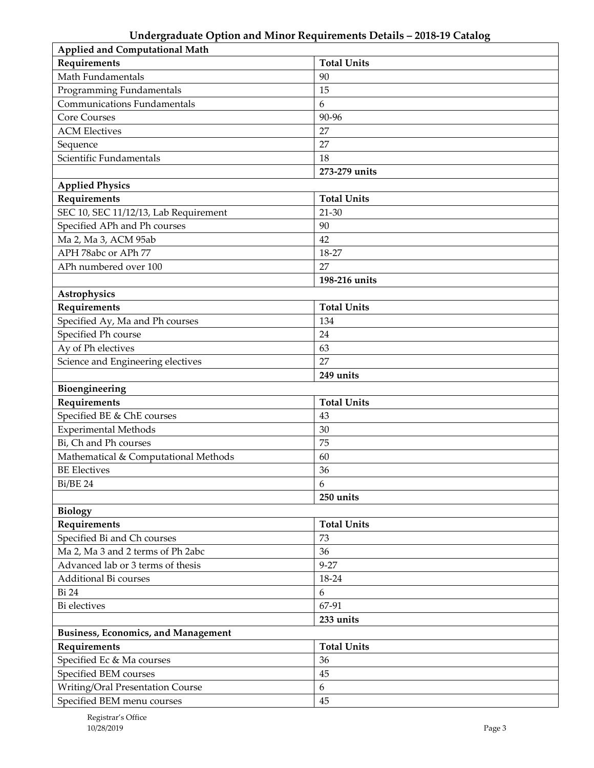# Undergraduate Option and Minor Requirements Details – 2018-19 Catalog

| Applied and Computational Math | |
|---|---|
| **Requirements** | **Total Units** |
| Math Fundamentals | 90 |
| Programming Fundamentals | 15 |
| Communications Fundamentals | 6 |
| Core Courses | 90-96 |
| ACM Electives | 27 |
| Sequence | 27 |
| Scientific Fundamentals | 18 |
| | **273-279 units** |
| **Applied Physics** | |
| **Requirements** | **Total Units** |
| SEC 10, SEC 11/12/13, Lab Requirement | 21-30 |
| Specified APh and Ph courses | 90 |
| Ma 2, Ma 3, ACM 95ab | 42 |
| APH 78abc or APh 77 | 18-27 |
| APh numbered over 100 | 27 |
| | **198-216 units** |
| **Astrophysics** | |
| **Requirements** | **Total Units** |
| Specified Ay, Ma and Ph courses | 134 |
| Specified Ph course | 24 |
| Ay of Ph electives | 63 |
| Science and Engineering electives | 27 |
| | **249 units** |
| **Bioengineering** | |
| **Requirements** | **Total Units** |
| Specified BE & ChE courses | 43 |
| Experimental Methods | 30 |
| Bi, Ch and Ph courses | 75 |
| Mathematical & Computational Methods | 60 |
| BE Electives | 36 |
| Bi/BE 24 | 6 |
| | **250 units** |
| **Biology** | |
| **Requirements** | **Total Units** |
| Specified Bi and Ch courses | 73 |
| Ma 2, Ma 3 and 2 terms of Ph 2abc | 36 |
| Advanced lab or 3 terms of thesis | 9-27 |
| Additional Bi courses | 18-24 |
| Bi 24 | 6 |
| Bi electives | 67-91 |
| | **233 units** |
| **Business, Economics, and Management** | |
| **Requirements** | **Total Units** |
| Specified Ec & Ma courses | 36 |
| Specified BEM courses | 45 |
| Writing/Oral Presentation Course | 6 |
| Specified BEM menu courses | 45 |

Registrar's Office
10/28/2019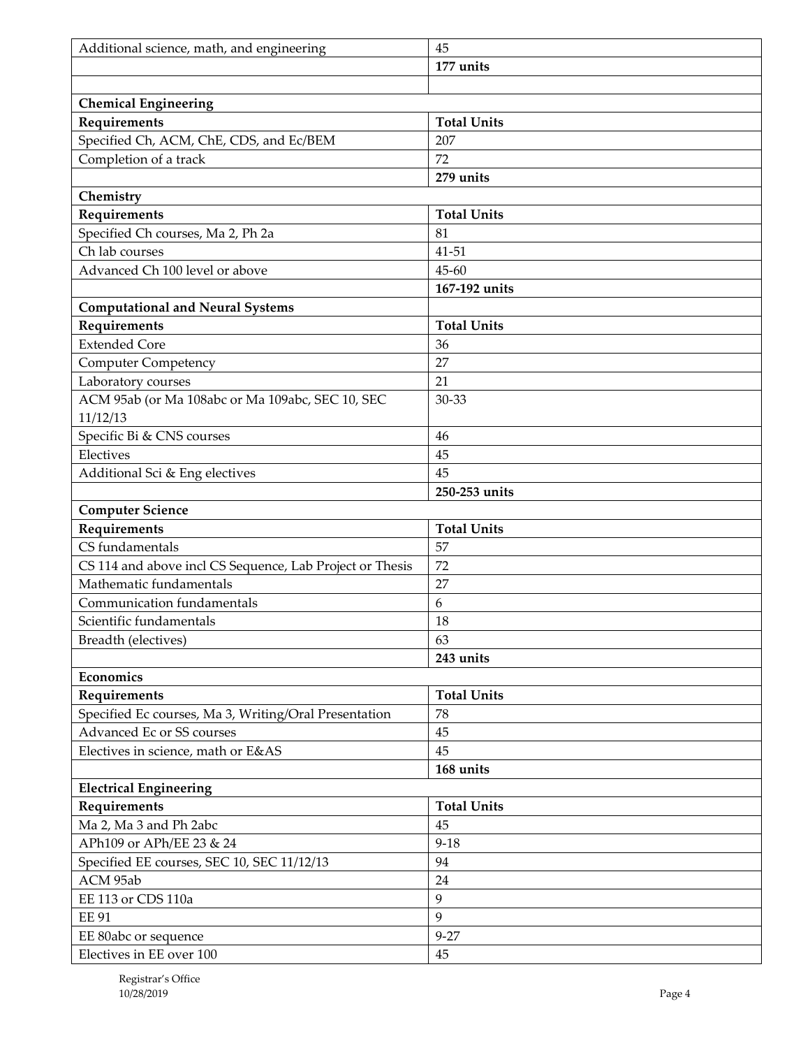| | |
|---|---|
| Additional science, math, and engineering | 45 |
| | **177 units** |
| | |
| **Chemical Engineering** | |
| **Requirements** | **Total Units** |
| Specified Ch, ACM, ChE, CDS, and Ec/BEM | 207 |
| Completion of a track | 72 |
| | **279 units** |
| **Chemistry** | |
| **Requirements** | **Total Units** |
| Specified Ch courses, Ma 2, Ph 2a | 81 |
| Ch lab courses | 41-51 |
| Advanced Ch 100 level or above | 45-60 |
| | **167-192 units** |
| **Computational and Neural Systems** | |
| **Requirements** | **Total Units** |
| Extended Core | 36 |
| Computer Competency | 27 |
| Laboratory courses | 21 |
| ACM 95ab (or Ma 108abc or Ma 109abc, SEC 10, SEC 11/12/13 | 30-33 |
| Specific Bi & CNS courses | 46 |
| Electives | 45 |
| Additional Sci & Eng electives | 45 |
| | **250-253 units** |
| **Computer Science** | |
| **Requirements** | **Total Units** |
| CS fundamentals | 57 |
| CS 114 and above incl CS Sequence, Lab Project or Thesis | 72 |
| Mathematic fundamentals | 27 |
| Communication fundamentals | 6 |
| Scientific fundamentals | 18 |
| Breadth (electives) | 63 |
| | **243 units** |
| **Economics** | |
| **Requirements** | **Total Units** |
| Specified Ec courses, Ma 3, Writing/Oral Presentation | 78 |
| Advanced Ec or SS courses | 45 |
| Electives in science, math or E&AS | 45 |
| | **168 units** |
| **Electrical Engineering** | |
| **Requirements** | **Total Units** |
| Ma 2, Ma 3 and Ph 2abc | 45 |
| APh109 or APh/EE 23 & 24 | 9-18 |
| Specified EE courses, SEC 10, SEC 11/12/13 | 94 |
| ACM 95ab | 24 |
| EE 113 or CDS 110a | 9 |
| EE 91 | 9 |
| EE 80abc or sequence | 9-27 |
| Electives in EE over 100 | 45 |

Registrar's Office
10/28/2019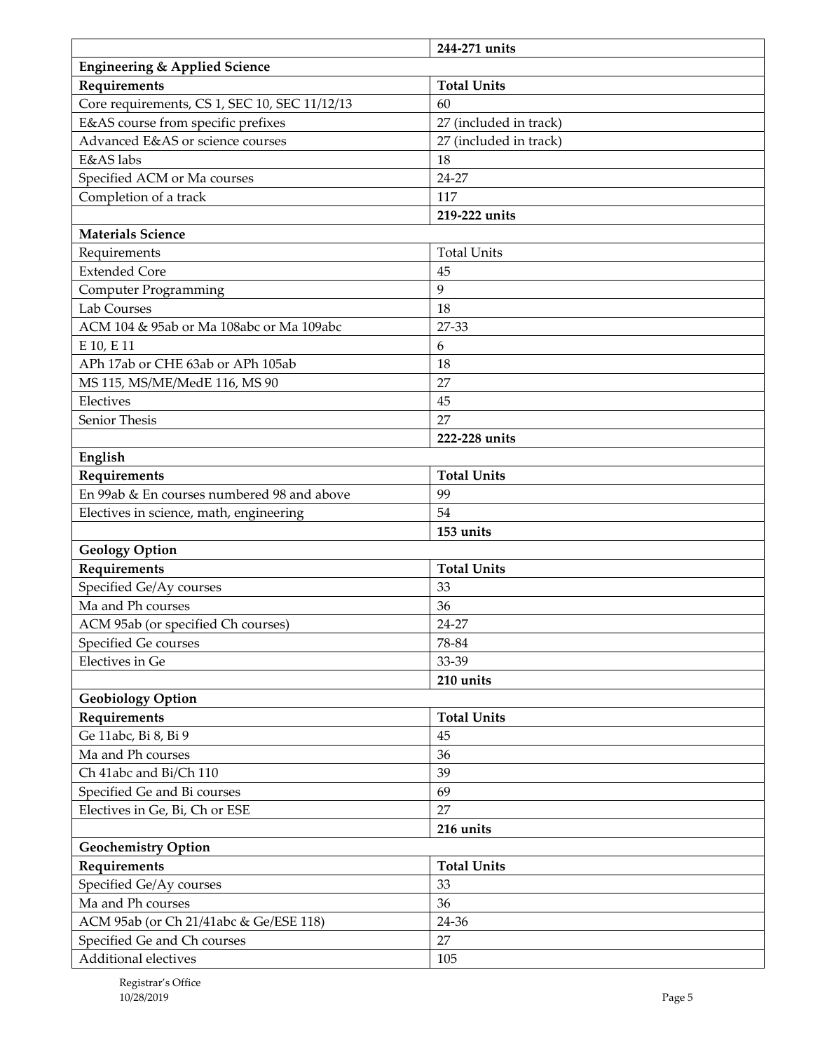| | |
|---|---|
| | **244-271 units** |
| **Engineering & Applied Science** | |
| **Requirements** | **Total Units** |
| Core requirements, CS 1, SEC 10, SEC 11/12/13 | 60 |
| E&AS course from specific prefixes | 27 (included in track) |
| Advanced E&AS or science courses | 27 (included in track) |
| E&AS labs | 18 |
| Specified ACM or Ma courses | 24-27 |
| Completion of a track | 117 |
| | **219-222 units** |
| **Materials Science** | |
| Requirements | Total Units |
| Extended Core | 45 |
| Computer Programming | 9 |
| Lab Courses | 18 |
| ACM 104 & 95ab or Ma 108abc or Ma 109abc | 27-33 |
| E 10, E 11 | 6 |
| APh 17ab or CHE 63ab or APh 105ab | 18 |
| MS 115, MS/ME/MedE 116, MS 90 | 27 |
| Electives | 45 |
| Senior Thesis | 27 |
| | **222-228 units** |
| **English** | |
| **Requirements** | **Total Units** |
| En 99ab & En courses numbered 98 and above | 99 |
| Electives in science, math, engineering | 54 |
| | **153 units** |
| **Geology Option** | |
| **Requirements** | **Total Units** |
| Specified Ge/Ay courses | 33 |
| Ma and Ph courses | 36 |
| ACM 95ab (or specified Ch courses) | 24-27 |
| Specified Ge courses | 78-84 |
| Electives in Ge | 33-39 |
| | **210 units** |
| **Geobiology Option** | |
| **Requirements** | **Total Units** |
| Ge 11abc, Bi 8, Bi 9 | 45 |
| Ma and Ph courses | 36 |
| Ch 41abc and Bi/Ch 110 | 39 |
| Specified Ge and Bi courses | 69 |
| Electives in Ge, Bi, Ch or ESE | 27 |
| | **216 units** |
| **Geochemistry Option** | |
| **Requirements** | **Total Units** |
| Specified Ge/Ay courses | 33 |
| Ma and Ph courses | 36 |
| ACM 95ab (or Ch 21/41abc & Ge/ESE 118) | 24-36 |
| Specified Ge and Ch courses | 27 |
| Additional electives | 105 |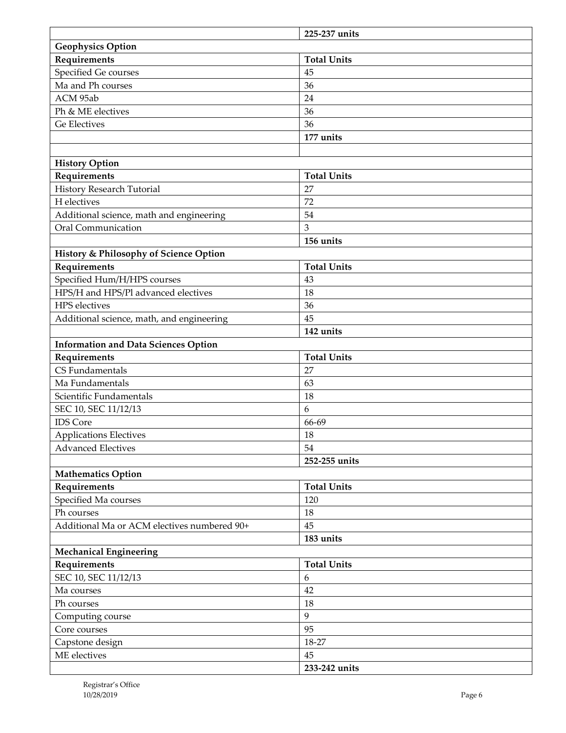| | |
|---|---|
| | **225-237 units** |
| **Geophysics Option** | |
| **Requirements** | **Total Units** |
| Specified Ge courses | 45 |
| Ma and Ph courses | 36 |
| ACM 95ab | 24 |
| Ph & ME electives | 36 |
| Ge Electives | 36 |
| | **177 units** |
| | |
| **History Option** | |
| **Requirements** | **Total Units** |
| History Research Tutorial | 27 |
| H electives | 72 |
| Additional science, math and engineering | 54 |
| Oral Communication | 3 |
| | **156 units** |
| **History & Philosophy of Science Option** | |
| **Requirements** | **Total Units** |
| Specified Hum/H/HPS courses | 43 |
| HPS/H and HPS/Pl advanced electives | 18 |
| HPS electives | 36 |
| Additional science, math, and engineering | 45 |
| | **142 units** |
| **Information and Data Sciences Option** | |
| **Requirements** | **Total Units** |
| CS Fundamentals | 27 |
| Ma Fundamentals | 63 |
| Scientific Fundamentals | 18 |
| SEC 10, SEC 11/12/13 | 6 |
| IDS Core | 66-69 |
| Applications Electives | 18 |
| Advanced Electives | 54 |
| | **252-255 units** |
| **Mathematics Option** | |
| **Requirements** | **Total Units** |
| Specified Ma courses | 120 |
| Ph courses | 18 |
| Additional Ma or ACM electives numbered 90+ | 45 |
| | **183 units** |
| **Mechanical Engineering** | |
| **Requirements** | **Total Units** |
| SEC 10, SEC 11/12/13 | 6 |
| Ma courses | 42 |
| Ph courses | 18 |
| Computing course | 9 |
| Core courses | 95 |
| Capstone design | 18-27 |
| ME electives | 45 |
| | **233-242 units** |

Registrar's Office
10/28/2019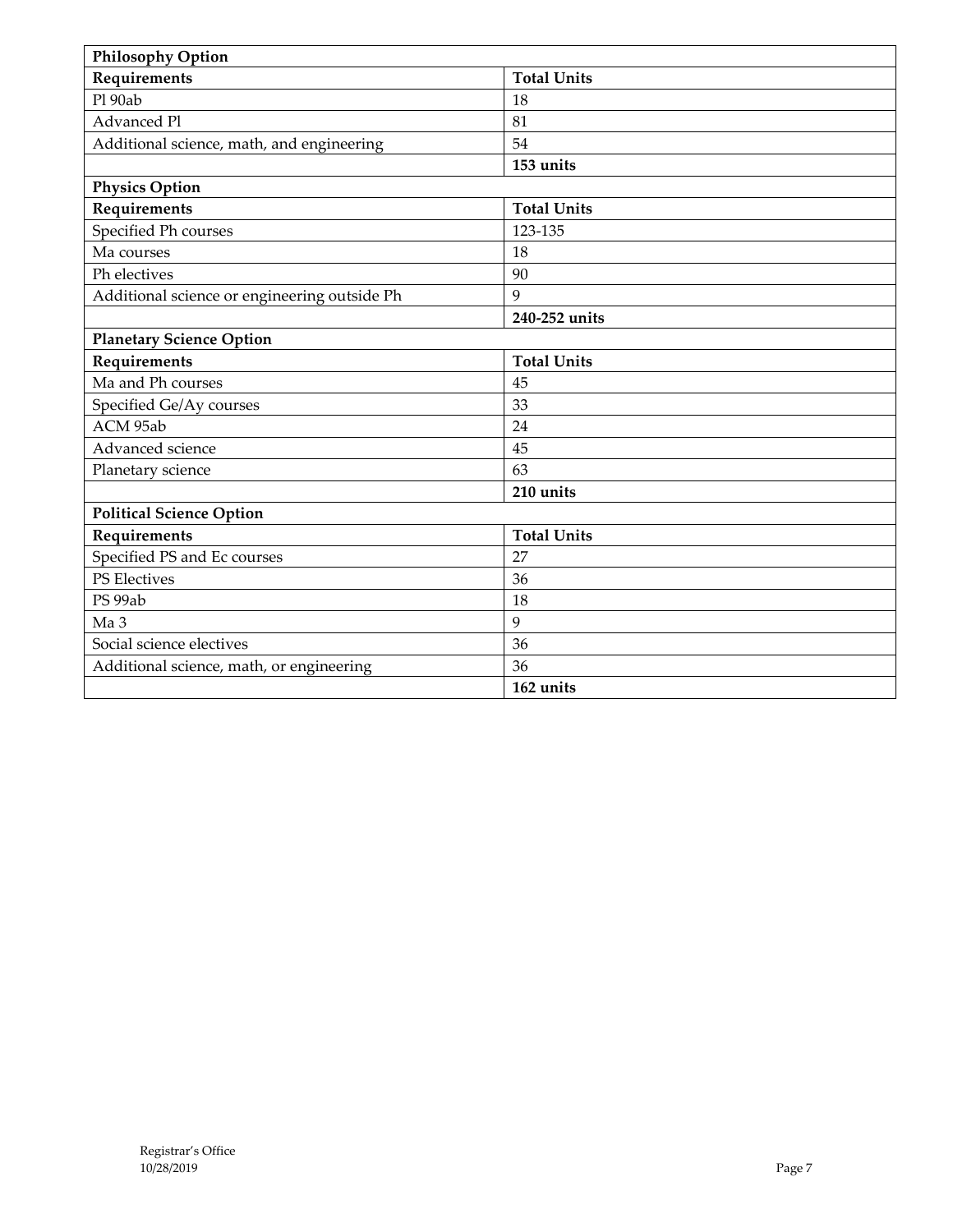| Philosophy Option | |
|---|---|
| **Requirements** | **Total Units** |
| Pl 90ab | 18 |
| Advanced Pl | 81 |
| Additional science, math, and engineering | 54 |
| | **153 units** |
| **Physics Option** | |
| **Requirements** | **Total Units** |
| Specified Ph courses | 123-135 |
| Ma courses | 18 |
| Ph electives | 90 |
| Additional science or engineering outside Ph | 9 |
| | **240-252 units** |
| **Planetary Science Option** | |
| **Requirements** | **Total Units** |
| Ma and Ph courses | 45 |
| Specified Ge/Ay courses | 33 |
| ACM 95ab | 24 |
| Advanced science | 45 |
| Planetary science | 63 |
| | **210 units** |
| **Political Science Option** | |
| **Requirements** | **Total Units** |
| Specified PS and Ec courses | 27 |
| PS Electives | 36 |
| PS 99ab | 18 |
| Ma 3 | 9 |
| Social science electives | 36 |
| Additional science, math, or engineering | 36 |
| | **162 units** |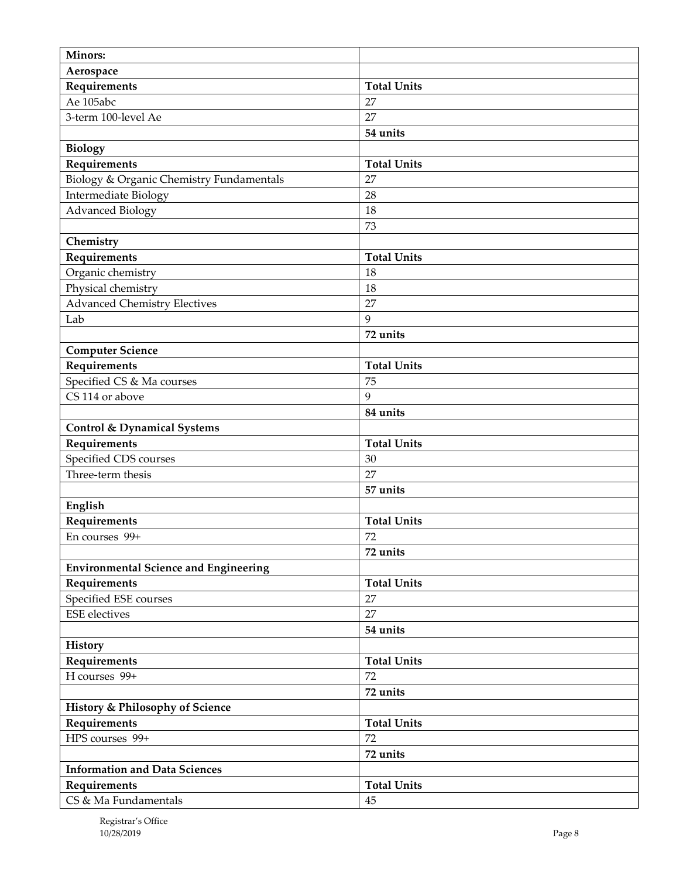| | |
|---|---|
| **Minors:** | |
| **Aerospace** | |
| **Requirements** | **Total Units** |
| Ae 105abc | 27 |
| 3-term 100-level Ae | 27 |
| | **54 units** |
| **Biology** | |
| **Requirements** | **Total Units** |
| Biology & Organic Chemistry Fundamentals | 27 |
| Intermediate Biology | 28 |
| Advanced Biology | 18 |
| | 73 |
| **Chemistry** | |
| **Requirements** | **Total Units** |
| Organic chemistry | 18 |
| Physical chemistry | 18 |
| Advanced Chemistry Electives | 27 |
| Lab | 9 |
| | **72 units** |
| **Computer Science** | |
| **Requirements** | **Total Units** |
| Specified CS & Ma courses | 75 |
| CS 114 or above | 9 |
| | **84 units** |
| **Control & Dynamical Systems** | |
| **Requirements** | **Total Units** |
| Specified CDS courses | 30 |
| Three-term thesis | 27 |
| | **57 units** |
| **English** | |
| **Requirements** | **Total Units** |
| En courses 99+ | 72 |
| | **72 units** |
| **Environmental Science and Engineering** | |
| **Requirements** | **Total Units** |
| Specified ESE courses | 27 |
| ESE electives | 27 |
| | **54 units** |
| **History** | |
| **Requirements** | **Total Units** |
| H courses 99+ | 72 |
| | **72 units** |
| **History & Philosophy of Science** | |
| **Requirements** | **Total Units** |
| HPS courses 99+ | 72 |
| | **72 units** |
| **Information and Data Sciences** | |
| **Requirements** | **Total Units** |
| CS & Ma Fundamentals | 45 |

Registrar's Office
10/28/2019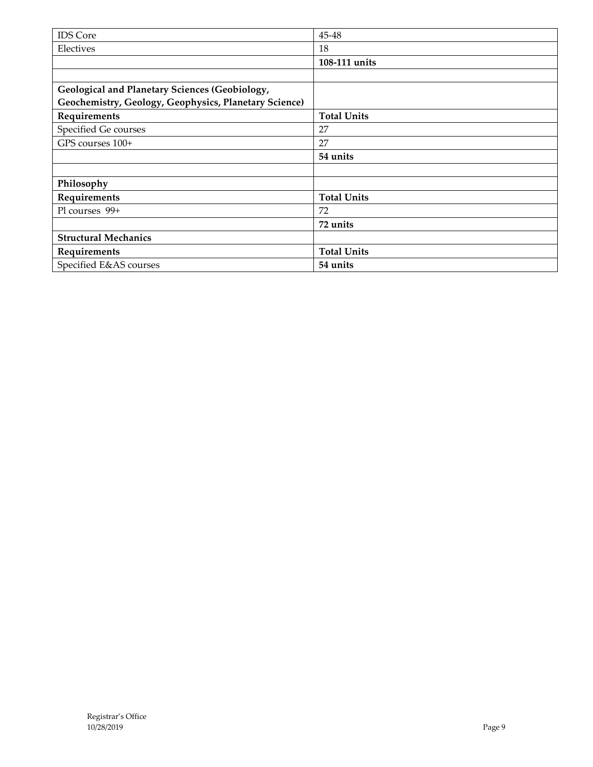| | |
|---|---|
| IDS Core | 45-48 |
| Electives | 18 |
| | **108-111 units** |
| | |
| **Geological and Planetary Sciences (Geobiology, Geochemistry, Geology, Geophysics, Planetary Science)** | |
| **Requirements** | **Total Units** |
| Specified Ge courses | 27 |
| GPS courses 100+ | 27 |
| | **54 units** |
| | |
| **Philosophy** | |
| **Requirements** | **Total Units** |
| Pl courses 99+ | 72 |
| | **72 units** |
| **Structural Mechanics** | |
| **Requirements** | **Total Units** |
| Specified E&AS courses | **54 units** |

Registrar's Office
10/28/2019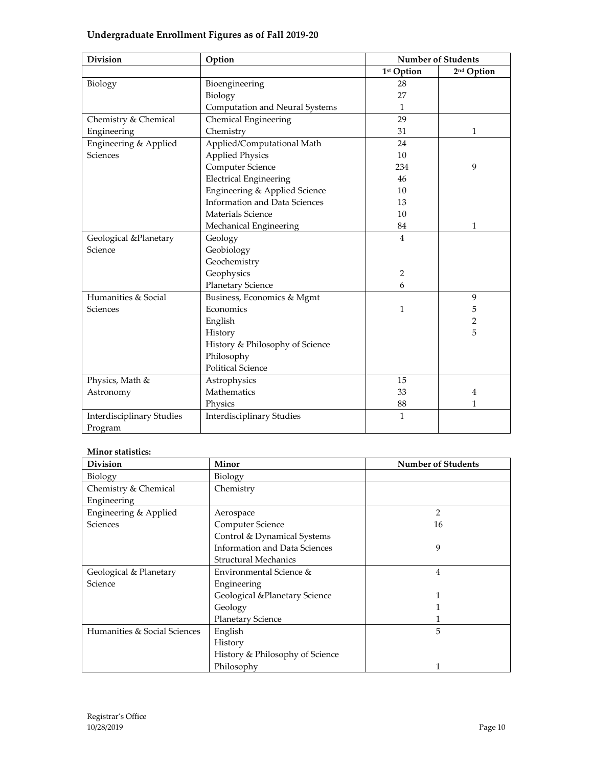**Undergraduate Enrollment Figures as of Fall 2019-20**

| Division | Option | Number of Students | |
|---|---|---|---|
| | | 1st Option | 2nd Option |
| Biology | Bioengineering | 28 | |
| | Biology | 27 | |
| | Computation and Neural Systems | 1 | |
| Chemistry & Chemical Engineering | Chemical Engineering | 29 | |
| | Chemistry | 31 | 1 |
| Engineering & Applied Sciences | Applied/Computational Math | 24 | |
| | Applied Physics | 10 | |
| | Computer Science | 234 | 9 |
| | Electrical Engineering | 46 | |
| | Engineering & Applied Science | 10 | |
| | Information and Data Sciences | 13 | |
| | Materials Science | 10 | |
| | Mechanical Engineering | 84 | 1 |
| Geological &Planetary Science | Geology | 4 | |
| | Geobiology | | |
| | Geochemistry | | |
| | Geophysics | 2 | |
| | Planetary Science | 6 | |
| Humanities & Social Sciences | Business, Economics & Mgmt | | 9 |
| | Economics | 1 | 5 |
| | English | | 2 |
| | History | | 5 |
| | History & Philosophy of Science | | |
| | Philosophy | | |
| | Political Science | | |
| Physics, Math & Astronomy | Astrophysics | 15 | |
| | Mathematics | 33 | 4 |
| | Physics | 88 | 1 |
| Interdisciplinary Studies Program | Interdisciplinary Studies | 1 | |

**Minor statistics:**

| Division | Minor | Number of Students |
|---|---|---|
| Biology | Biology | |
| Chemistry & Chemical Engineering | Chemistry | |
| Engineering & Applied Sciences | Aerospace | 2 |
| | Computer Science | 16 |
| | Control & Dynamical Systems | |
| | Information and Data Sciences | 9 |
| | Structural Mechanics | |
| Geological & Planetary Science | Environmental Science & Engineering | 4 |
| | Geological &Planetary Science | 1 |
| | Geology | 1 |
| | Planetary Science | 1 |
| Humanities & Social Sciences | English | 5 |
| | History | |
| | History & Philosophy of Science | |
| | Philosophy | 1 |

Registrar's Office
10/28/2019